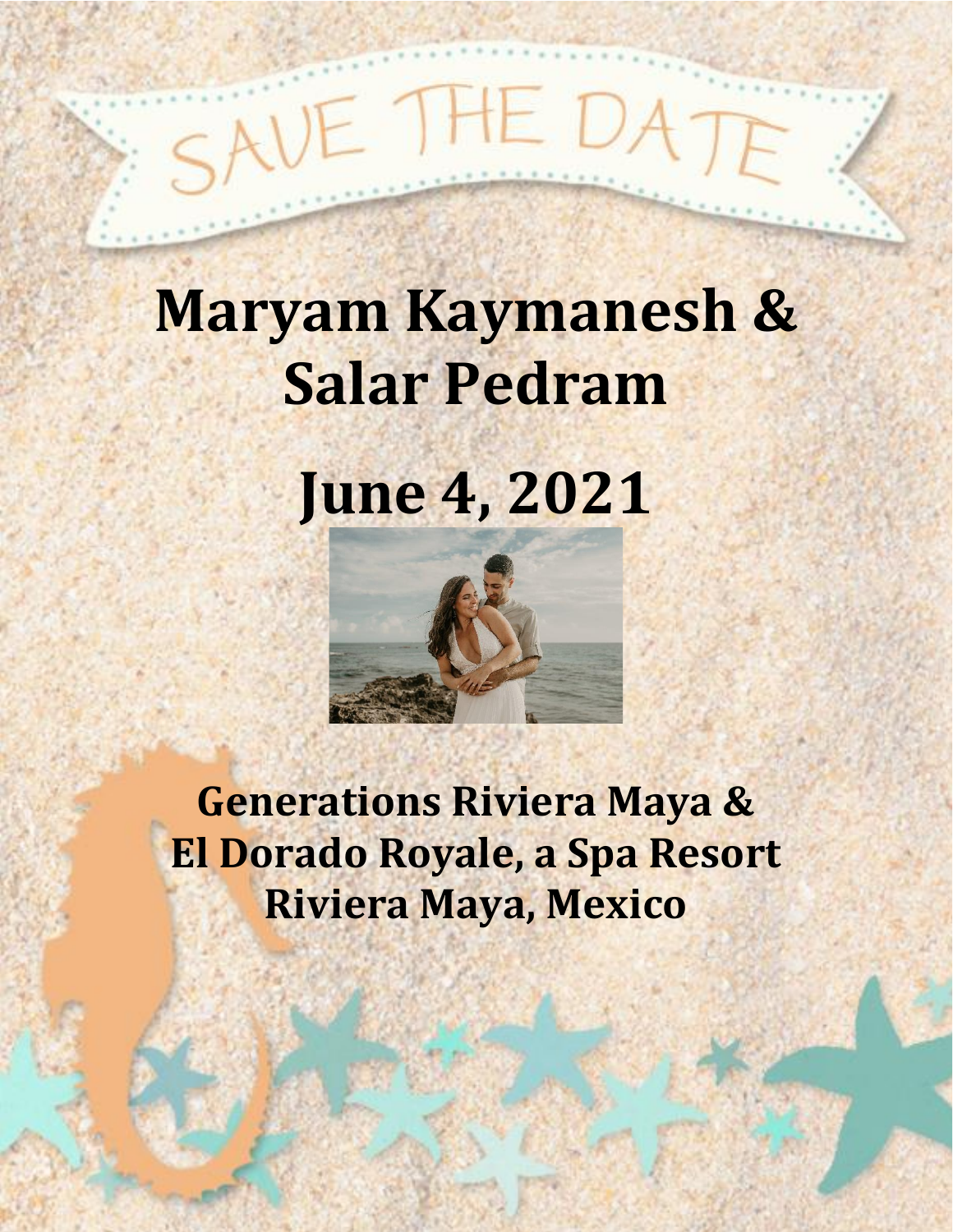# SAVE THE DATE

# Maryam Kaymanesh & Salar Pedram

# June 4, 2021

## Generations Riviera Maya & El Dorado Royale, a Spa Resort Riviera Maya, Mexico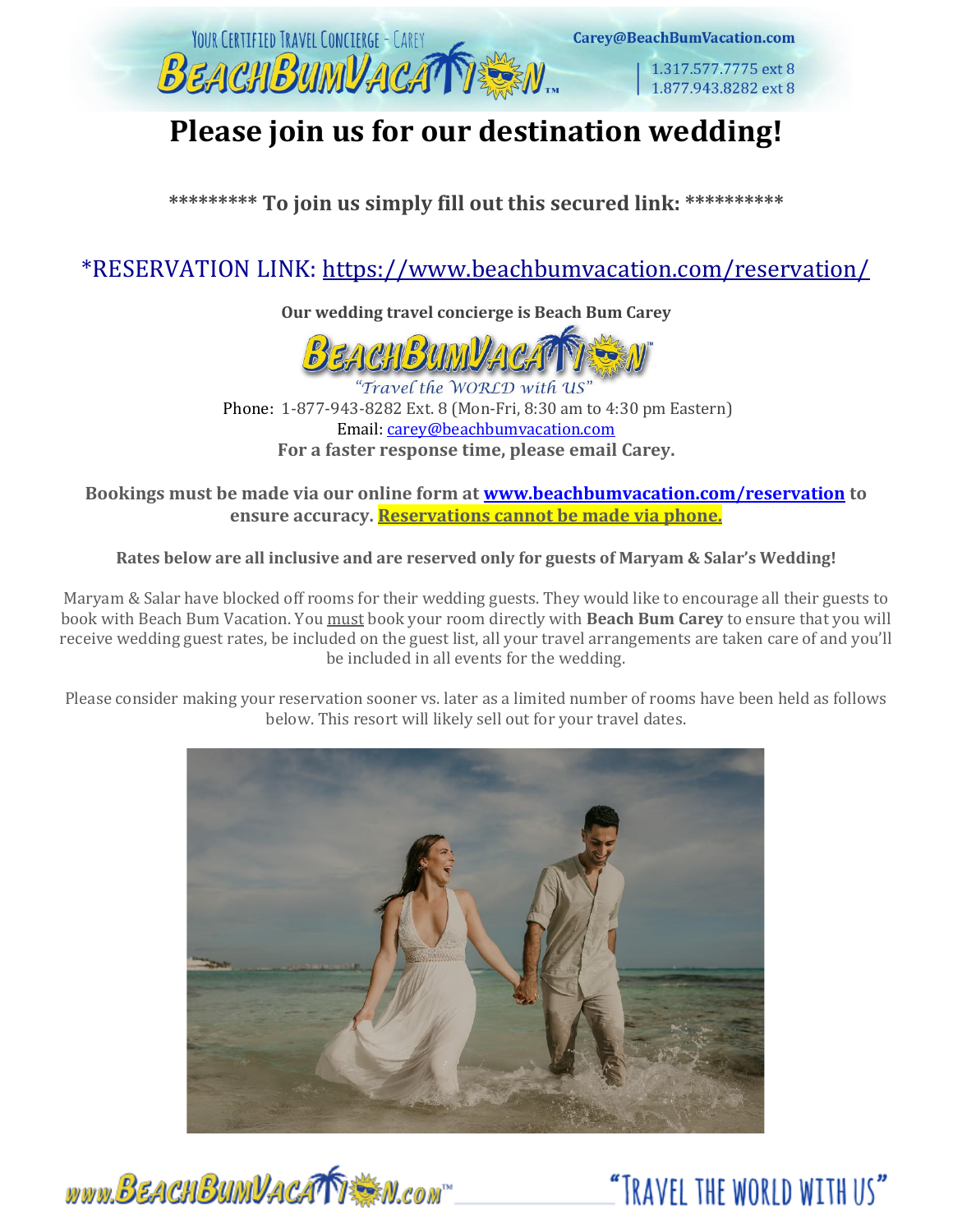# Please join us for our destination wedding!

**\*\*\*\*\*\*\*\*\* To join us simply fill out this secured link: \*\*\*\*\*\*\*\*\*\***

*RESERVATION LINK: https://www.beachbumvacation.com/reservation/

**Our wedding travel concierge is Beach Bum Carey**

"Travel the WORLD with US"

Phone: 1-877-943-8282 Ext. 8 (Mon-Fri, 8:30 am to 4:30 pm Eastern)
Email: carey@beachbumvacation.com
**For a faster response time, please email Carey.**

**Bookings must be made via our online form at www.beachbumvacation.com/reservation to ensure accuracy. Reservations cannot be made via phone.**

**Rates below are all inclusive and are reserved only for guests of Maryam & Salar's Wedding!**

Maryam & Salar have blocked off rooms for their wedding guests. They would like to encourage all their guests to book with Beach Bum Vacation. You must book your room directly with **Beach Bum Carey** to ensure that you will receive wedding guest rates, be included on the guest list, all your travel arrangements are taken care of and you'll be included in all events for the wedding.

Please consider making your reservation sooner vs. later as a limited number of rooms have been held as follows below. This resort will likely sell out for your travel dates.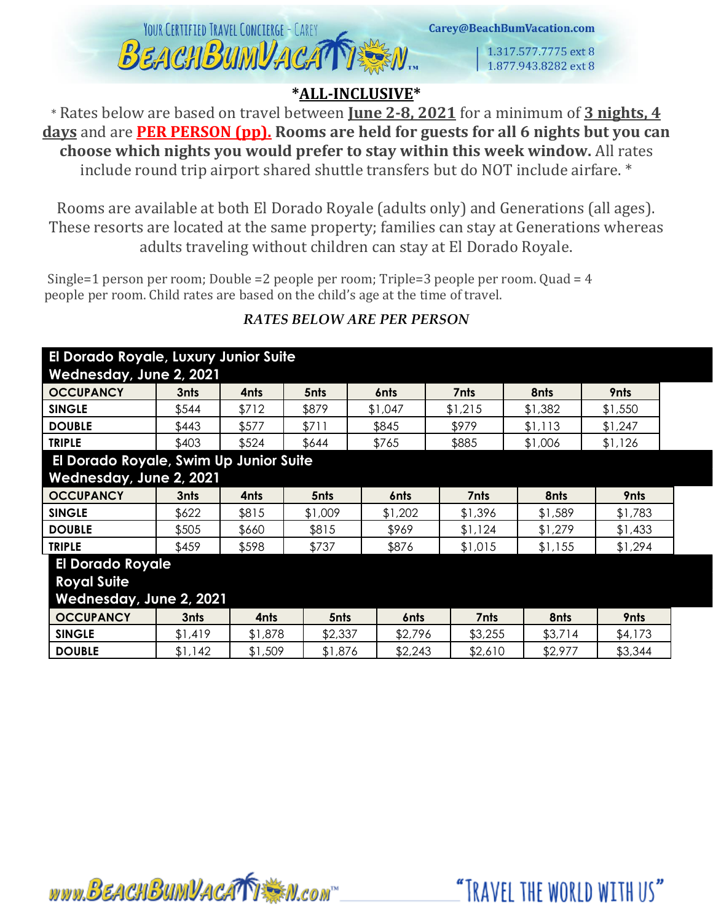**\*ALL-INCLUSIVE\***

\* Rates below are based on travel between **June 2-8, 2021** for a minimum of **3 nights, 4 days** and are **PER PERSON (pp). Rooms are held for guests for all 6 nights but you can choose which nights you would prefer to stay within this week window.** All rates include round trip airport shared shuttle transfers but do NOT include airfare. \*

Rooms are available at both El Dorado Royale (adults only) and Generations (all ages). These resorts are located at the same property; families can stay at Generations whereas adults traveling without children can stay at El Dorado Royale.

Single=1 person per room; Double =2 people per room; Triple=3 people per room. Quad = 4 people per room. Child rates are based on the child's age at the time of travel.

*RATES BELOW ARE PER PERSON*

**El Dorado Royale, Luxury Junior Suite**
**Wednesday, June 2, 2021**

| OCCUPANCY | 3nts | 4nts | 5nts | 6nts | 7nts | 8nts | 9nts |
|---|---|---|---|---|---|---|---|
| SINGLE | $544 | $712 | $879 | $1,047 | $1,215 | $1,382 | $1,550 |
| DOUBLE | $443 | $577 | $711 | $845 | $979 | $1,113 | $1,247 |
| TRIPLE | $403 | $524 | $644 | $765 | $885 | $1,006 | $1,126 |

**El Dorado Royale, Swim Up Junior Suite**
**Wednesday, June 2, 2021**

| OCCUPANCY | 3nts | 4nts | 5nts | 6nts | 7nts | 8nts | 9nts |
|---|---|---|---|---|---|---|---|
| SINGLE | $622 | $815 | $1,009 | $1,202 | $1,396 | $1,589 | $1,783 |
| DOUBLE | $505 | $660 | $815 | $969 | $1,124 | $1,279 | $1,433 |
| TRIPLE | $459 | $598 | $737 | $876 | $1,015 | $1,155 | $1,294 |

**El Dorado Royale**
**Royal Suite**
**Wednesday, June 2, 2021**

| OCCUPANCY | 3nts | 4nts | 5nts | 6nts | 7nts | 8nts | 9nts |
|---|---|---|---|---|---|---|---|
| SINGLE | $1,419 | $1,878 | $2,337 | $2,796 | $3,255 | $3,714 | $4,173 |
| DOUBLE | $1,142 | $1,509 | $1,876 | $2,243 | $2,610 | $2,977 | $3,344 |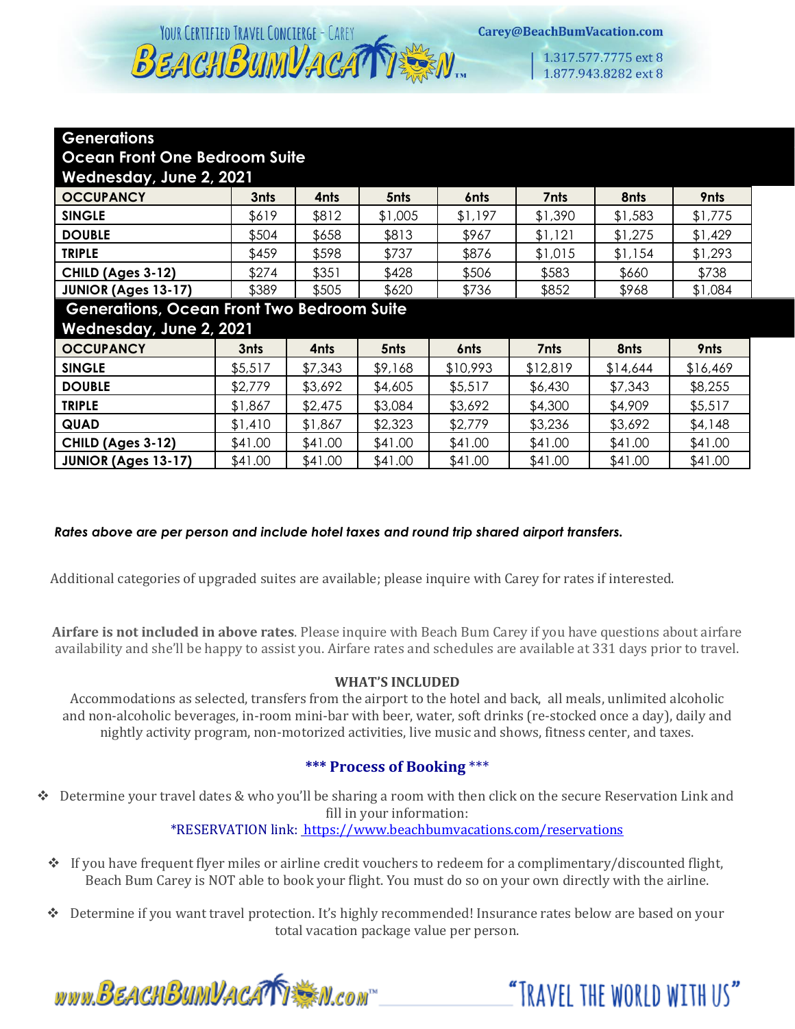| Generations<br>Ocean Front One Bedroom Suite<br>Wednesday, June 2, 2021 | | | | | | | |
|---|---|---|---|---|---|---|---|
| **OCCUPANCY** | **3nts** | **4nts** | **5nts** | **6nts** | **7nts** | **8nts** | **9nts** |
| **SINGLE** | $619 | $812 | $1,005 | $1,197 | $1,390 | $1,583 | $1,775 |
| **DOUBLE** | $504 | $658 | $813 | $967 | $1,121 | $1,275 | $1,429 |
| **TRIPLE** | $459 | $598 | $737 | $876 | $1,015 | $1,154 | $1,293 |
| **CHILD (Ages 3-12)** | $274 | $351 | $428 | $506 | $583 | $660 | $738 |
| **JUNIOR (Ages 13-17)** | $389 | $505 | $620 | $736 | $852 | $968 | $1,084 |

| Generations, Ocean Front Two Bedroom Suite<br>Wednesday, June 2, 2021 | | | | | | | |
|---|---|---|---|---|---|---|---|
| **OCCUPANCY** | **3nts** | **4nts** | **5nts** | **6nts** | **7nts** | **8nts** | **9nts** |
| **SINGLE** | $5,517 | $7,343 | $9,168 | $10,993 | $12,819 | $14,644 | $16,469 |
| **DOUBLE** | $2,779 | $3,692 | $4,605 | $5,517 | $6,430 | $7,343 | $8,255 |
| **TRIPLE** | $1,867 | $2,475 | $3,084 | $3,692 | $4,300 | $4,909 | $5,517 |
| **QUAD** | $1,410 | $1,867 | $2,323 | $2,779 | $3,236 | $3,692 | $4,148 |
| **CHILD (Ages 3-12)** | $41.00 | $41.00 | $41.00 | $41.00 | $41.00 | $41.00 | $41.00 |
| **JUNIOR (Ages 13-17)** | $41.00 | $41.00 | $41.00 | $41.00 | $41.00 | $41.00 | $41.00 |

***Rates above are per person and include hotel taxes and round trip shared airport transfers.***

Additional categories of upgraded suites are available; please inquire with Carey for rates if interested.

**Airfare is not included in above rates**. Please inquire with Beach Bum Carey if you have questions about airfare availability and she'll be happy to assist you. Airfare rates and schedules are available at 331 days prior to travel.

**WHAT'S INCLUDED**

Accommodations as selected, transfers from the airport to the hotel and back, all meals, unlimited alcoholic and non-alcoholic beverages, in-room mini-bar with beer, water, soft drinks (re-stocked once a day), daily and nightly activity program, non-motorized activities, live music and shows, fitness center, and taxes.

### *** Process of Booking ***

- Determine your travel dates & who you'll be sharing a room with then click on the secure Reservation Link and fill in your information:
  *RESERVATION link: https://www.beachbumvacations.com/reservations
- If you have frequent flyer miles or airline credit vouchers to redeem for a complimentary/discounted flight, Beach Bum Carey is NOT able to book your flight. You must do so on your own directly with the airline.
- Determine if you want travel protection. It's highly recommended! Insurance rates below are based on your total vacation package value per person.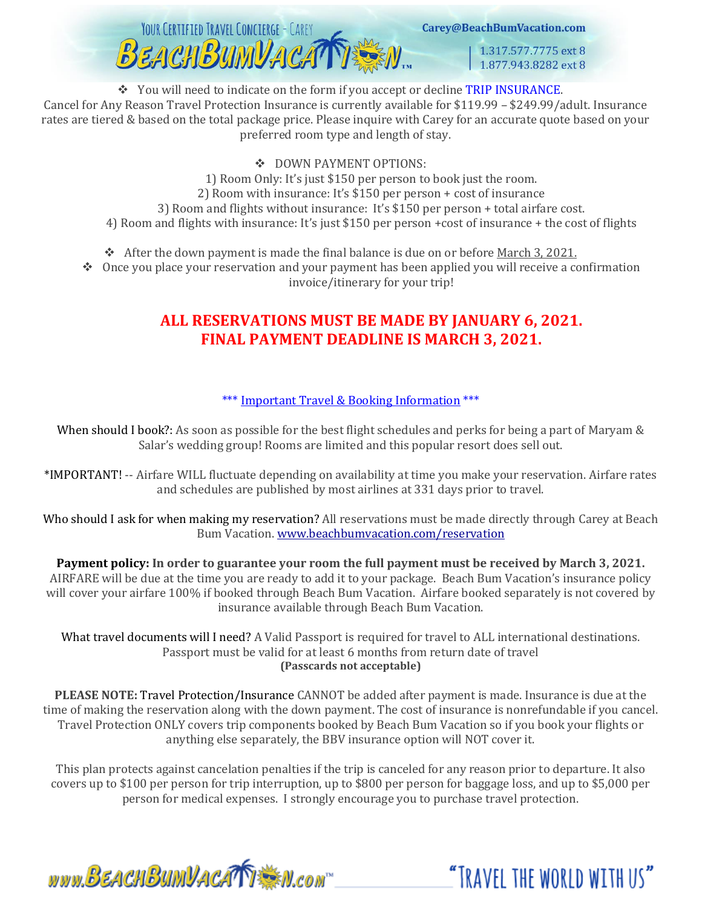❖ You will need to indicate on the form if you accept or decline TRIP INSURANCE.

Cancel for Any Reason Travel Protection Insurance is currently available for $119.99 – $249.99/adult. Insurance rates are tiered & based on the total package price. Please inquire with Carey for an accurate quote based on your preferred room type and length of stay.

❖ DOWN PAYMENT OPTIONS:

1) Room Only: It's just $150 per person to book just the room.
2) Room with insurance: It's $150 per person + cost of insurance
3) Room and flights without insurance: It's $150 per person + total airfare cost.
4) Room and flights with insurance: It's just $150 per person +cost of insurance + the cost of flights

❖ After the down payment is made the final balance is due on or before March 3, 2021.

❖ Once you place your reservation and your payment has been applied you will receive a confirmation invoice/itinerary for your trip!

**ALL RESERVATIONS MUST BE MADE BY JANUARY 6, 2021.**
**FINAL PAYMENT DEADLINE IS MARCH 3, 2021.**

*** Important Travel & Booking Information ***

When should I book?: As soon as possible for the best flight schedules and perks for being a part of Maryam & Salar's wedding group! Rooms are limited and this popular resort does sell out.

*IMPORTANT! -- Airfare WILL fluctuate depending on availability at time you make your reservation. Airfare rates and schedules are published by most airlines at 331 days prior to travel.

Who should I ask for when making my reservation? All reservations must be made directly through Carey at Beach Bum Vacation. www.beachbumvacation.com/reservation

**Payment policy: In order to guarantee your room the full payment must be received by March 3, 2021.** AIRFARE will be due at the time you are ready to add it to your package. Beach Bum Vacation's insurance policy will cover your airfare 100% if booked through Beach Bum Vacation. Airfare booked separately is not covered by insurance available through Beach Bum Vacation.

What travel documents will I need? A Valid Passport is required for travel to ALL international destinations. Passport must be valid for at least 6 months from return date of travel
**(Passcards not acceptable)**

**PLEASE NOTE:** Travel Protection/Insurance CANNOT be added after payment is made. Insurance is due at the time of making the reservation along with the down payment. The cost of insurance is nonrefundable if you cancel. Travel Protection ONLY covers trip components booked by Beach Bum Vacation so if you book your flights or anything else separately, the BBV insurance option will NOT cover it.

This plan protects against cancelation penalties if the trip is canceled for any reason prior to departure. It also covers up to $100 per person for trip interruption, up to $800 per person for baggage loss, and up to $5,000 per person for medical expenses. I strongly encourage you to purchase travel protection.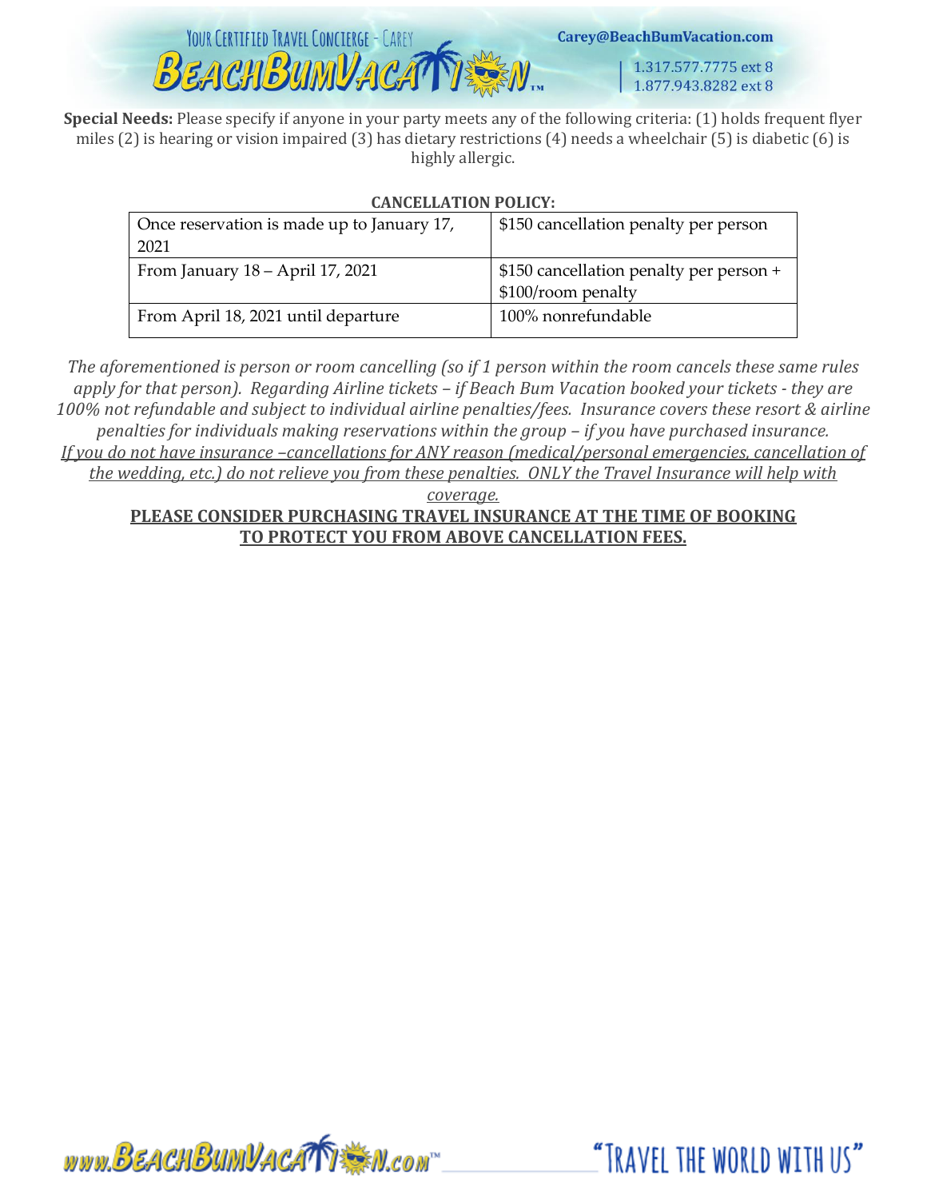**Special Needs:** Please specify if anyone in your party meets any of the following criteria: (1) holds frequent flyer miles (2) is hearing or vision impaired (3) has dietary restrictions (4) needs a wheelchair (5) is diabetic (6) is highly allergic.

**CANCELLATION POLICY:**

| | |
|---|---|
| Once reservation is made up to January 17, 2021 | $150 cancellation penalty per person |
| From January 18 – April 17, 2021 | $150 cancellation penalty per person + $100/room penalty |
| From April 18, 2021 until departure | 100% nonrefundable |

*The aforementioned is person or room cancelling (so if 1 person within the room cancels these same rules apply for that person). Regarding Airline tickets – if Beach Bum Vacation booked your tickets - they are 100% not refundable and subject to individual airline penalties/fees. Insurance covers these resort & airline penalties for individuals making reservations within the group – if you have purchased insurance. <u>If you do not have insurance –cancellations for ANY reason (medical/personal emergencies, cancellation of the wedding, etc.) do not relieve you from these penalties. ONLY the Travel Insurance will help with coverage.</u>*

**<u>PLEASE CONSIDER PURCHASING TRAVEL INSURANCE AT THE TIME OF BOOKING TO PROTECT YOU FROM ABOVE CANCELLATION FEES.</u>**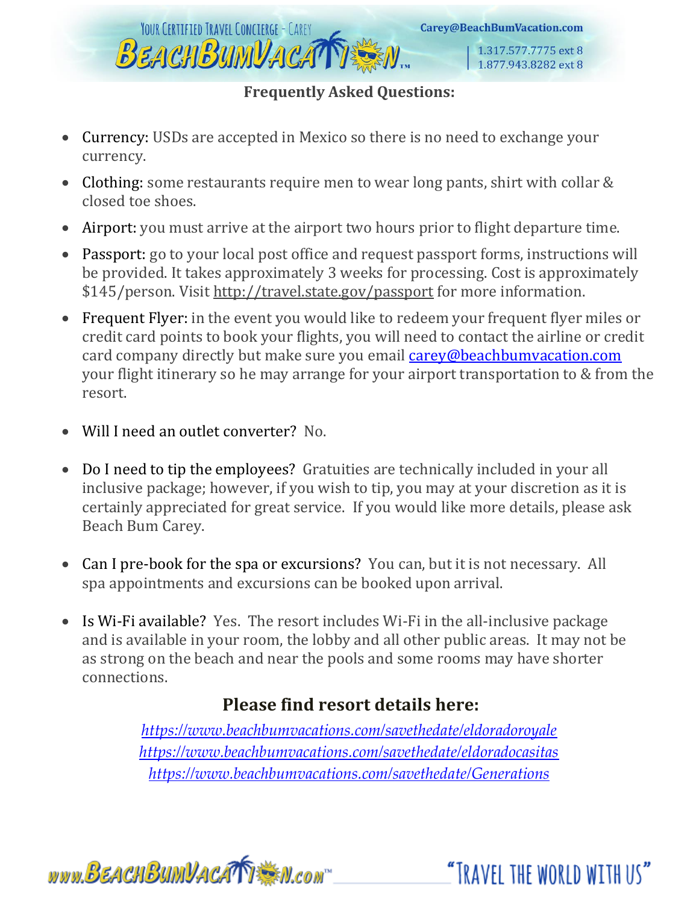Your Certified Travel Concierge - Carey
BeachBumVacation

Carey@BeachBumVacation.com
1.317.577.7775 ext 8
1.877.943.8282 ext 8

**Frequently Asked Questions:**

- Currency: USDs are accepted in Mexico so there is no need to exchange your currency.
- Clothing: some restaurants require men to wear long pants, shirt with collar & closed toe shoes.
- Airport: you must arrive at the airport two hours prior to flight departure time.
- Passport: go to your local post office and request passport forms, instructions will be provided. It takes approximately 3 weeks for processing. Cost is approximately $145/person. Visit http://travel.state.gov/passport for more information.
- Frequent Flyer: in the event you would like to redeem your frequent flyer miles or credit card points to book your flights, you will need to contact the airline or credit card company directly but make sure you email carey@beachbumvacation.com your flight itinerary so he may arrange for your airport transportation to & from the resort.
- Will I need an outlet converter? No.
- Do I need to tip the employees? Gratuities are technically included in your all inclusive package; however, if you wish to tip, you may at your discretion as it is certainly appreciated for great service. If you would like more details, please ask Beach Bum Carey.
- Can I pre-book for the spa or excursions? You can, but it is not necessary. All spa appointments and excursions can be booked upon arrival.
- Is Wi-Fi available? Yes. The resort includes Wi-Fi in the all-inclusive package and is available in your room, the lobby and all other public areas. It may not be as strong on the beach and near the pools and some rooms may have shorter connections.

## Please find resort details here:

*https://www.beachbumvacations.com/savethedate/eldoradoroyale*
*https://www.beachbumvacations.com/savethedate/eldoradocasitas*
*https://www.beachbumvacations.com/savethedate/Generations*

www.BeachBumVacation.com "Travel the World With Us"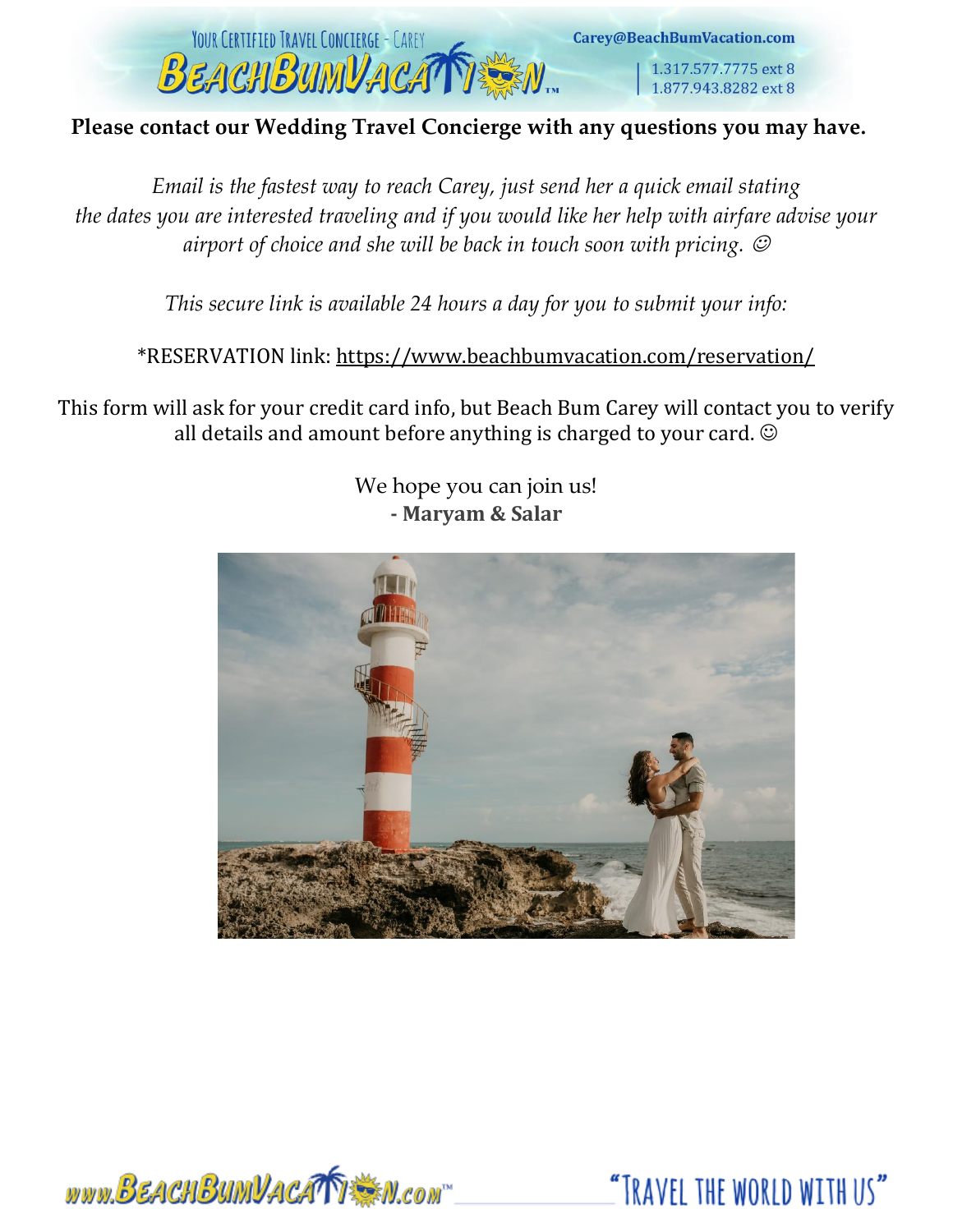**Please contact our Wedding Travel Concierge with any questions you may have.**

*Email is the fastest way to reach Carey, just send her a quick email stating the dates you are interested traveling and if you would like her help with airfare advise your airport of choice and she will be back in touch soon with pricing. ☺*

*This secure link is available 24 hours a day for you to submit your info:*

*RESERVATION link: https://www.beachbumvacation.com/reservation/

This form will ask for your credit card info, but Beach Bum Carey will contact you to verify all details and amount before anything is charged to your card. ☺

We hope you can join us!
**- Maryam & Salar**